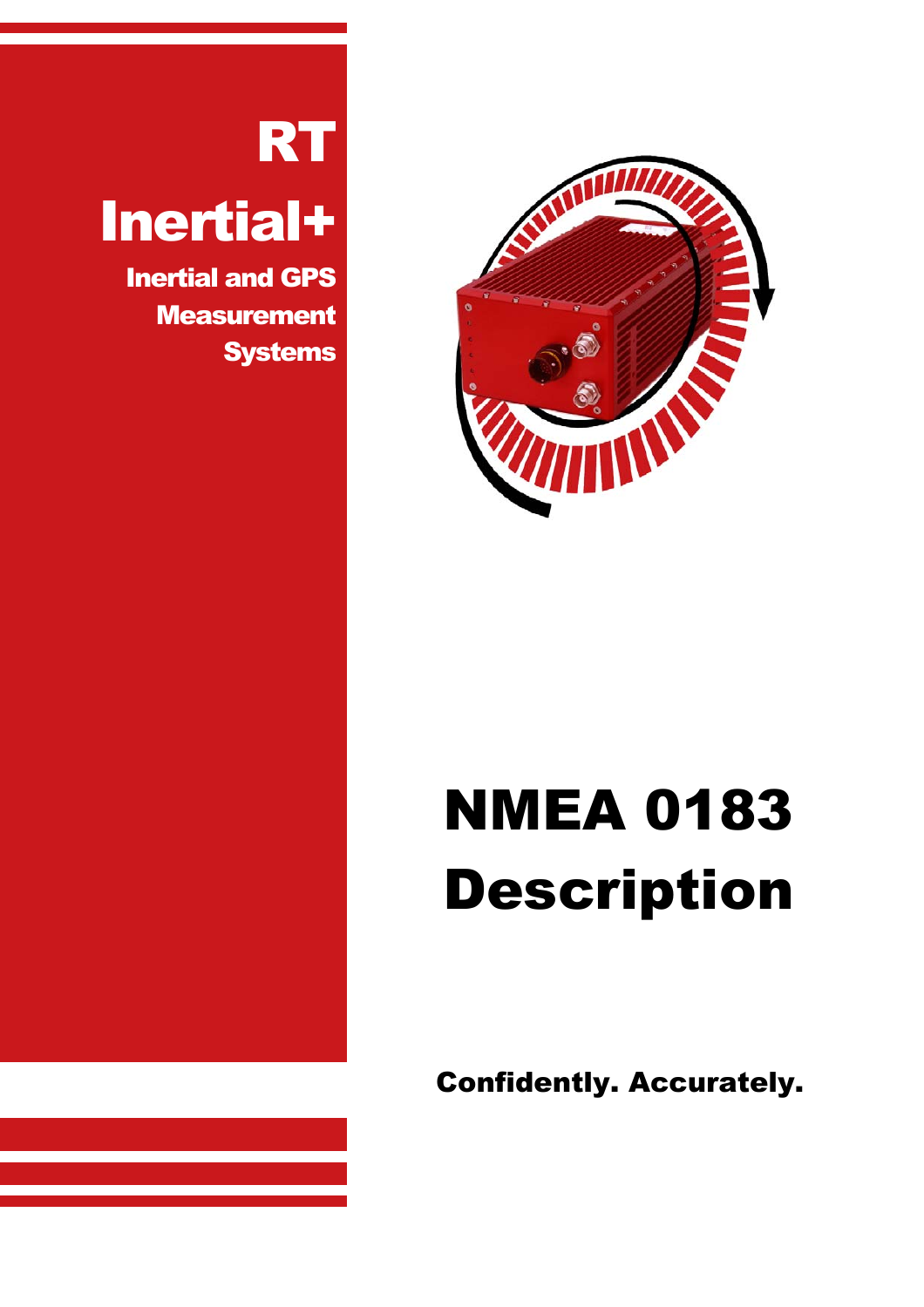# RT

# Inertial+

**Inertial and GPS Measurement Systems**

# NMEA 0183 Description

**Confidently. Accurately.**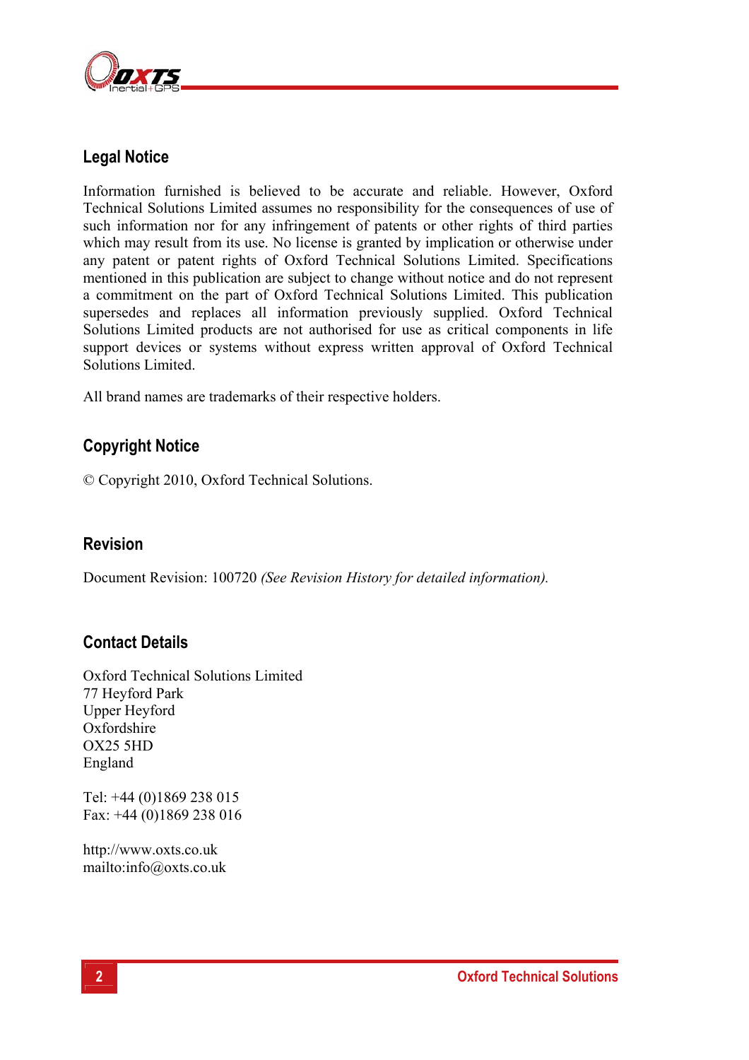## Legal Notice

Information furnished is believed to be accurate and reliable. However, Oxford Technical Solutions Limited assumes no responsibility for the consequences of use of such information nor for any infringement of patents or other rights of third parties which may result from its use. No license is granted by implication or otherwise under any patent or patent rights of Oxford Technical Solutions Limited. Specifications mentioned in this publication are subject to change without notice and do not represent a commitment on the part of Oxford Technical Solutions Limited. This publication supersedes and replaces all information previously supplied. Oxford Technical Solutions Limited products are not authorised for use as critical components in life support devices or systems without express written approval of Oxford Technical Solutions Limited.

All brand names are trademarks of their respective holders.

## Copyright Notice

© Copyright 2010, Oxford Technical Solutions.

## Revision

Document Revision: 100720 *(See Revision History for detailed information).*

## Contact Details

Oxford Technical Solutions Limited
77 Heyford Park
Upper Heyford
Oxfordshire
OX25 5HD
England

Tel: +44 (0)1869 238 015
Fax: +44 (0)1869 238 016

http://www.oxts.co.uk
mailto:info@oxts.co.uk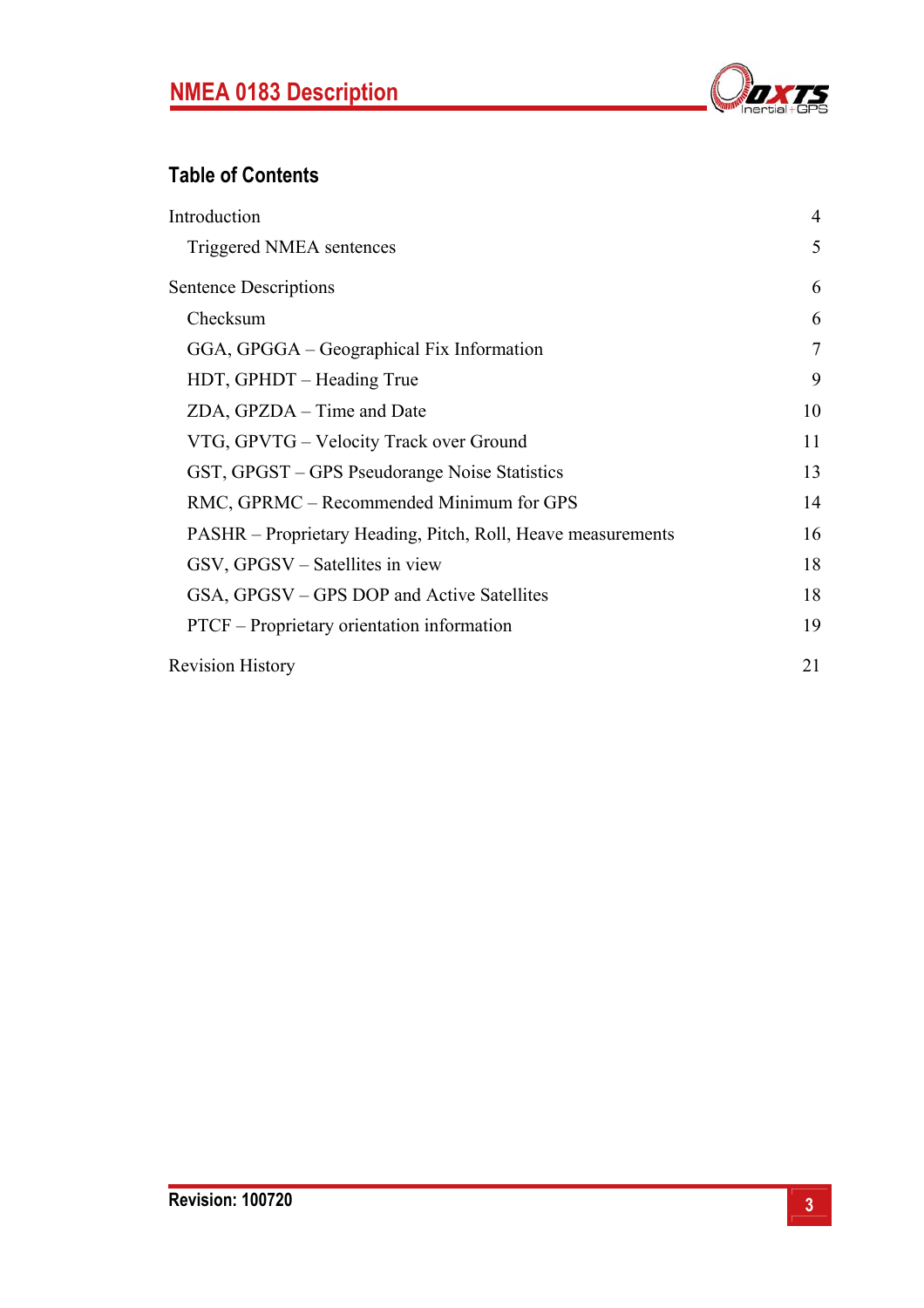## Table of Contents

| | |
|---|---|
| Introduction | 4 |
| Triggered NMEA sentences | 5 |
| Sentence Descriptions | 6 |
| Checksum | 6 |
| GGA, GPGGA – Geographical Fix Information | 7 |
| HDT, GPHDT – Heading True | 9 |
| ZDA, GPZDA – Time and Date | 10 |
| VTG, GPVTG – Velocity Track over Ground | 11 |
| GST, GPGST – GPS Pseudorange Noise Statistics | 13 |
| RMC, GPRMC – Recommended Minimum for GPS | 14 |
| PASHR – Proprietary Heading, Pitch, Roll, Heave measurements | 16 |
| GSV, GPGSV – Satellites in view | 18 |
| GSA, GPGSV – GPS DOP and Active Satellites | 18 |
| PTCF – Proprietary orientation information | 19 |
| Revision History | 21 |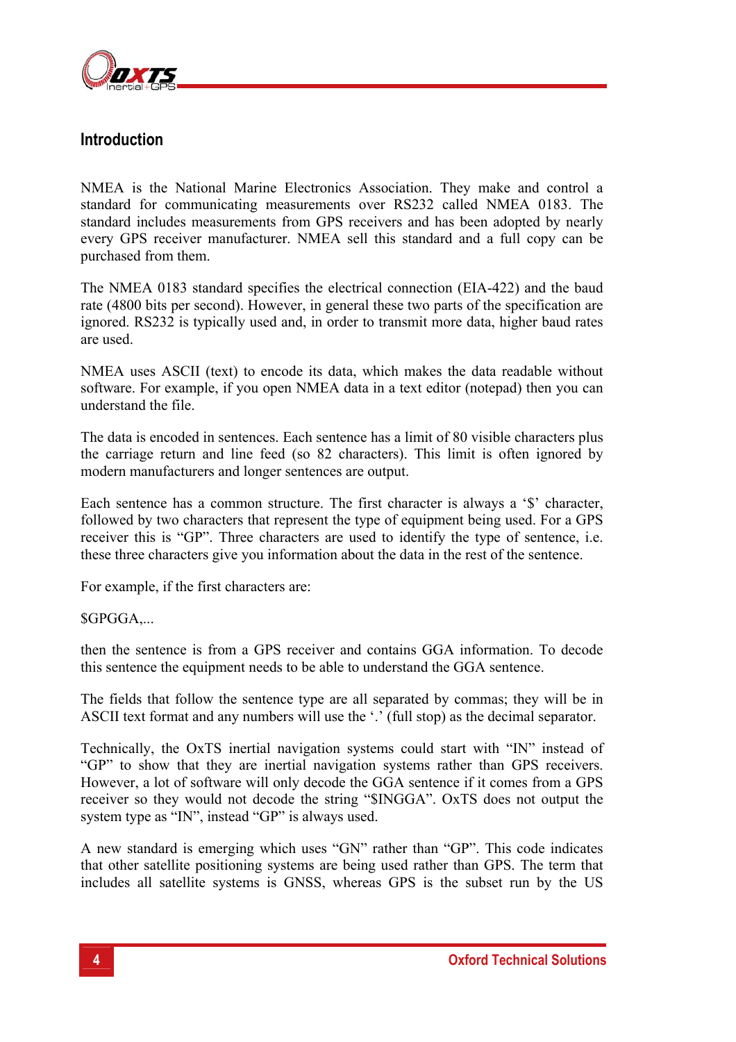## Introduction

NMEA is the National Marine Electronics Association. They make and control a standard for communicating measurements over RS232 called NMEA 0183. The standard includes measurements from GPS receivers and has been adopted by nearly every GPS receiver manufacturer. NMEA sell this standard and a full copy can be purchased from them.

The NMEA 0183 standard specifies the electrical connection (EIA-422) and the baud rate (4800 bits per second). However, in general these two parts of the specification are ignored. RS232 is typically used and, in order to transmit more data, higher baud rates are used.

NMEA uses ASCII (text) to encode its data, which makes the data readable without software. For example, if you open NMEA data in a text editor (notepad) then you can understand the file.

The data is encoded in sentences. Each sentence has a limit of 80 visible characters plus the carriage return and line feed (so 82 characters). This limit is often ignored by modern manufacturers and longer sentences are output.

Each sentence has a common structure. The first character is always a '$' character, followed by two characters that represent the type of equipment being used. For a GPS receiver this is "GP". Three characters are used to identify the type of sentence, i.e. these three characters give you information about the data in the rest of the sentence.

For example, if the first characters are:

$GPGGA,...

then the sentence is from a GPS receiver and contains GGA information. To decode this sentence the equipment needs to be able to understand the GGA sentence.

The fields that follow the sentence type are all separated by commas; they will be in ASCII text format and any numbers will use the '.' (full stop) as the decimal separator.

Technically, the OxTS inertial navigation systems could start with "IN" instead of "GP" to show that they are inertial navigation systems rather than GPS receivers. However, a lot of software will only decode the GGA sentence if it comes from a GPS receiver so they would not decode the string "$INGGA". OxTS does not output the system type as "IN", instead "GP" is always used.

A new standard is emerging which uses "GN" rather than "GP". This code indicates that other satellite positioning systems are being used rather than GPS. The term that includes all satellite systems is GNSS, whereas GPS is the subset run by the US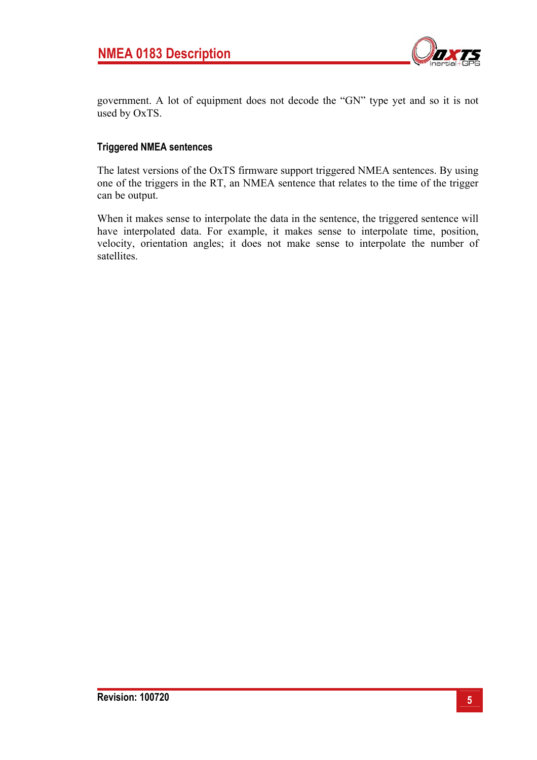government. A lot of equipment does not decode the “GN” type yet and so it is not used by OxTS.

### Triggered NMEA sentences

The latest versions of the OxTS firmware support triggered NMEA sentences. By using one of the triggers in the RT, an NMEA sentence that relates to the time of the trigger can be output.

When it makes sense to interpolate the data in the sentence, the triggered sentence will have interpolated data. For example, it makes sense to interpolate time, position, velocity, orientation angles; it does not make sense to interpolate the number of satellites.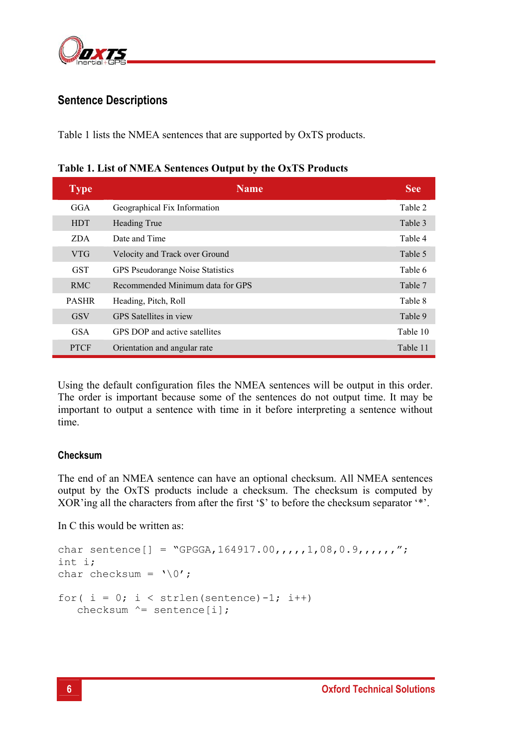## Sentence Descriptions

Table 1 lists the NMEA sentences that are supported by OxTS products.

**Table 1. List of NMEA Sentences Output by the OxTS Products**

| Type | Name | See |
|---|---|---|
| GGA | Geographical Fix Information | Table 2 |
| HDT | Heading True | Table 3 |
| ZDA | Date and Time | Table 4 |
| VTG | Velocity and Track over Ground | Table 5 |
| GST | GPS Pseudorange Noise Statistics | Table 6 |
| RMC | Recommended Minimum data for GPS | Table 7 |
| PASHR | Heading, Pitch, Roll | Table 8 |
| GSV | GPS Satellites in view | Table 9 |
| GSA | GPS DOP and active satellites | Table 10 |
| PTCF | Orientation and angular rate | Table 11 |

Using the default configuration files the NMEA sentences will be output in this order. The order is important because some of the sentences do not output time. It may be important to output a sentence with time in it before interpreting a sentence without time.

### Checksum

The end of an NMEA sentence can have an optional checksum. All NMEA sentences output by the OxTS products include a checksum. The checksum is computed by XOR'ing all the characters from after the first '$' to before the checksum separator '*'.

In C this would be written as:

```
char sentence[] = "GPGGA,164917.00,,,,,1,08,0.9,,,,,,";
int i;
char checksum = '\0';

for( i = 0; i < strlen(sentence)-1; i++)
   checksum ^= sentence[i];
```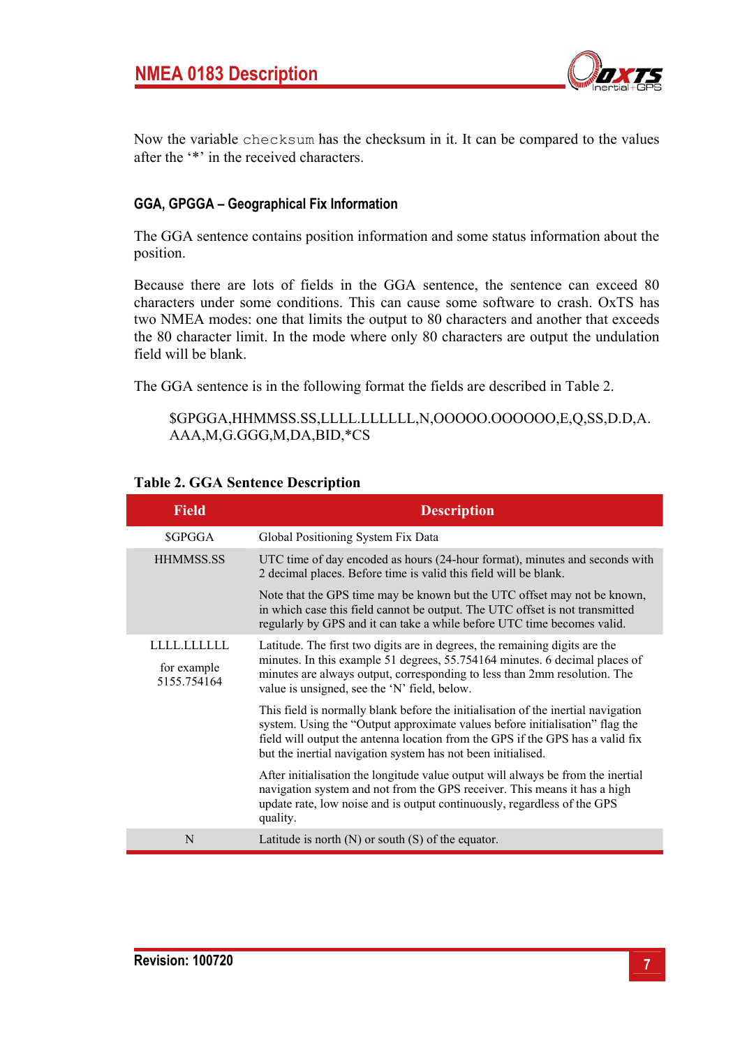Now the variable `checksum` has the checksum in it. It can be compared to the values after the '*' in the received characters.

### GGA, GPGGA – Geographical Fix Information

The GGA sentence contains position information and some status information about the position.

Because there are lots of fields in the GGA sentence, the sentence can exceed 80 characters under some conditions. This can cause some software to crash. OxTS has two NMEA modes: one that limits the output to 80 characters and another that exceeds the 80 character limit. In the mode where only 80 characters are output the undulation field will be blank.

The GGA sentence is in the following format the fields are described in Table 2.

```
$GPGGA,HHMMSS.SS,LLLL.LLLLLL,N,OOOOO.OOOOOO,E,Q,SS,D.D,A.AAA,M,G.GGG,M,DA,BID,*CS
```

**Table 2. GGA Sentence Description**

| Field | Description |
|---|---|
| $GPGGA | Global Positioning System Fix Data |
| HHMMSS.SS | UTC time of day encoded as hours (24-hour format), minutes and seconds with 2 decimal places. Before time is valid this field will be blank.<br><br>Note that the GPS time may be known but the UTC offset may not be known, in which case this field cannot be output. The UTC offset is not transmitted regularly by GPS and it can take a while before UTC time becomes valid. |
| LLLL.LLLLLL<br><br>for example 5155.754164 | Latitude. The first two digits are in degrees, the remaining digits are the minutes. In this example 51 degrees, 55.754164 minutes. 6 decimal places of minutes are always output, corresponding to less than 2mm resolution. The value is unsigned, see the 'N' field, below.<br><br>This field is normally blank before the initialisation of the inertial navigation system. Using the "Output approximate values before initialisation" flag the field will output the antenna location from the GPS if the GPS has a valid fix but the inertial navigation system has not been initialised.<br><br>After initialisation the longitude value output will always be from the inertial navigation system and not from the GPS receiver. This means it has a high update rate, low noise and is output continuously, regardless of the GPS quality. |
| N | Latitude is north (N) or south (S) of the equator. |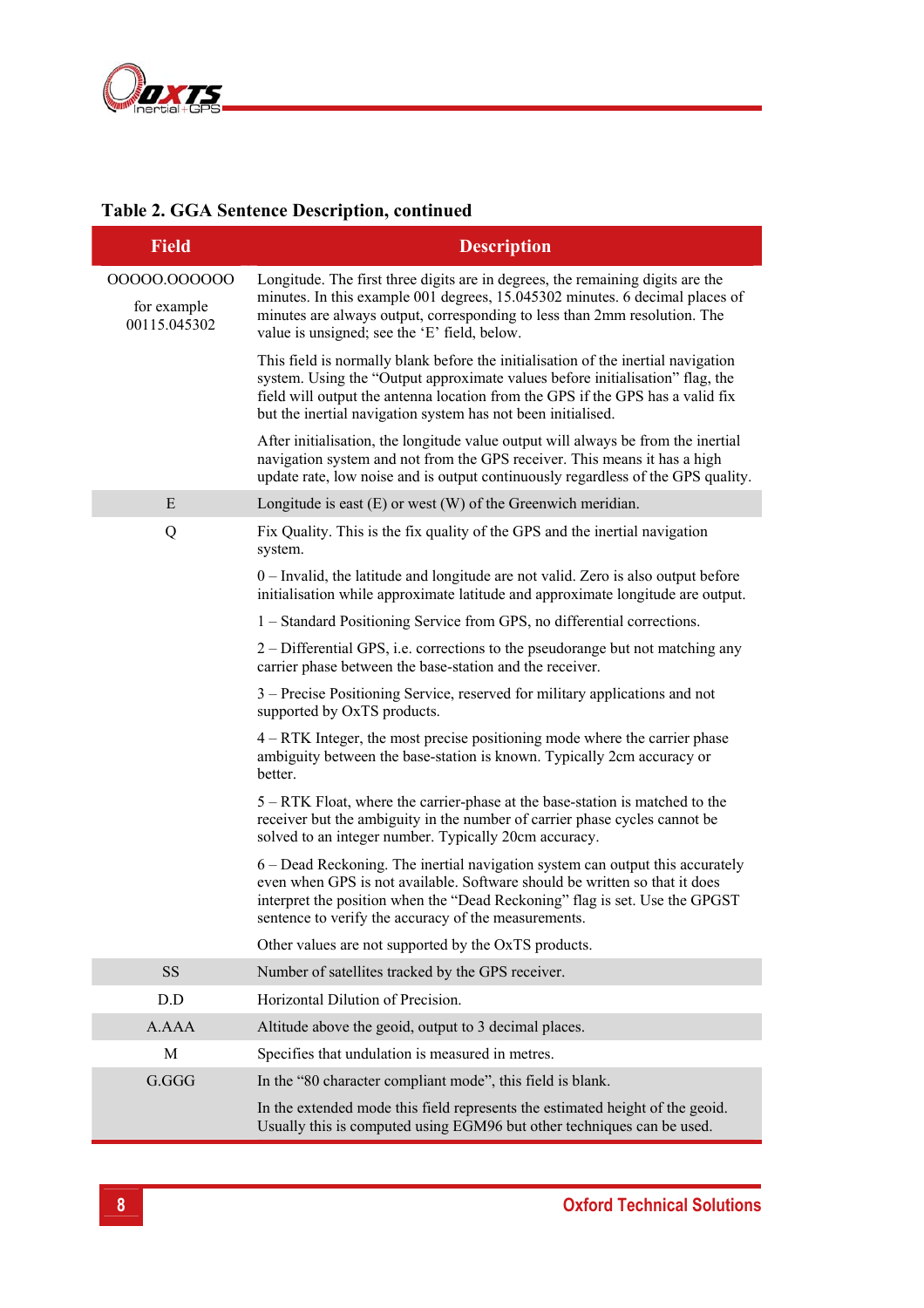**Table 2. GGA Sentence Description, continued**

| Field | Description |
|---|---|
| OOOOO.OOOOOO<br>for example 00115.045302 | Longitude. The first three digits are in degrees, the remaining digits are the minutes. In this example 001 degrees, 15.045302 minutes. 6 decimal places of minutes are always output, corresponding to less than 2mm resolution. The value is unsigned; see the 'E' field, below.<br><br>This field is normally blank before the initialisation of the inertial navigation system. Using the "Output approximate values before initialisation" flag, the field will output the antenna location from the GPS if the GPS has a valid fix but the inertial navigation system has not been initialised.<br><br>After initialisation, the longitude value output will always be from the inertial navigation system and not from the GPS receiver. This means it has a high update rate, low noise and is output continuously regardless of the GPS quality. |
| E | Longitude is east (E) or west (W) of the Greenwich meridian. |
| Q | Fix Quality. This is the fix quality of the GPS and the inertial navigation system.<br><br>0 – Invalid, the latitude and longitude are not valid. Zero is also output before initialisation while approximate latitude and approximate longitude are output.<br><br>1 – Standard Positioning Service from GPS, no differential corrections.<br><br>2 – Differential GPS, i.e. corrections to the pseudorange but not matching any carrier phase between the base-station and the receiver.<br><br>3 – Precise Positioning Service, reserved for military applications and not supported by OxTS products.<br><br>4 – RTK Integer, the most precise positioning mode where the carrier phase ambiguity between the base-station is known. Typically 2cm accuracy or better.<br><br>5 – RTK Float, where the carrier-phase at the base-station is matched to the receiver but the ambiguity in the number of carrier phase cycles cannot be solved to an integer number. Typically 20cm accuracy.<br><br>6 – Dead Reckoning. The inertial navigation system can output this accurately even when GPS is not available. Software should be written so that it does interpret the position when the "Dead Reckoning" flag is set. Use the GPGST sentence to verify the accuracy of the measurements.<br><br>Other values are not supported by the OxTS products. |
| SS | Number of satellites tracked by the GPS receiver. |
| D.D | Horizontal Dilution of Precision. |
| A.AAA | Altitude above the geoid, output to 3 decimal places. |
| M | Specifies that undulation is measured in metres. |
| G.GGG | In the "80 character compliant mode", this field is blank.<br><br>In the extended mode this field represents the estimated height of the geoid. Usually this is computed using EGM96 but other techniques can be used. |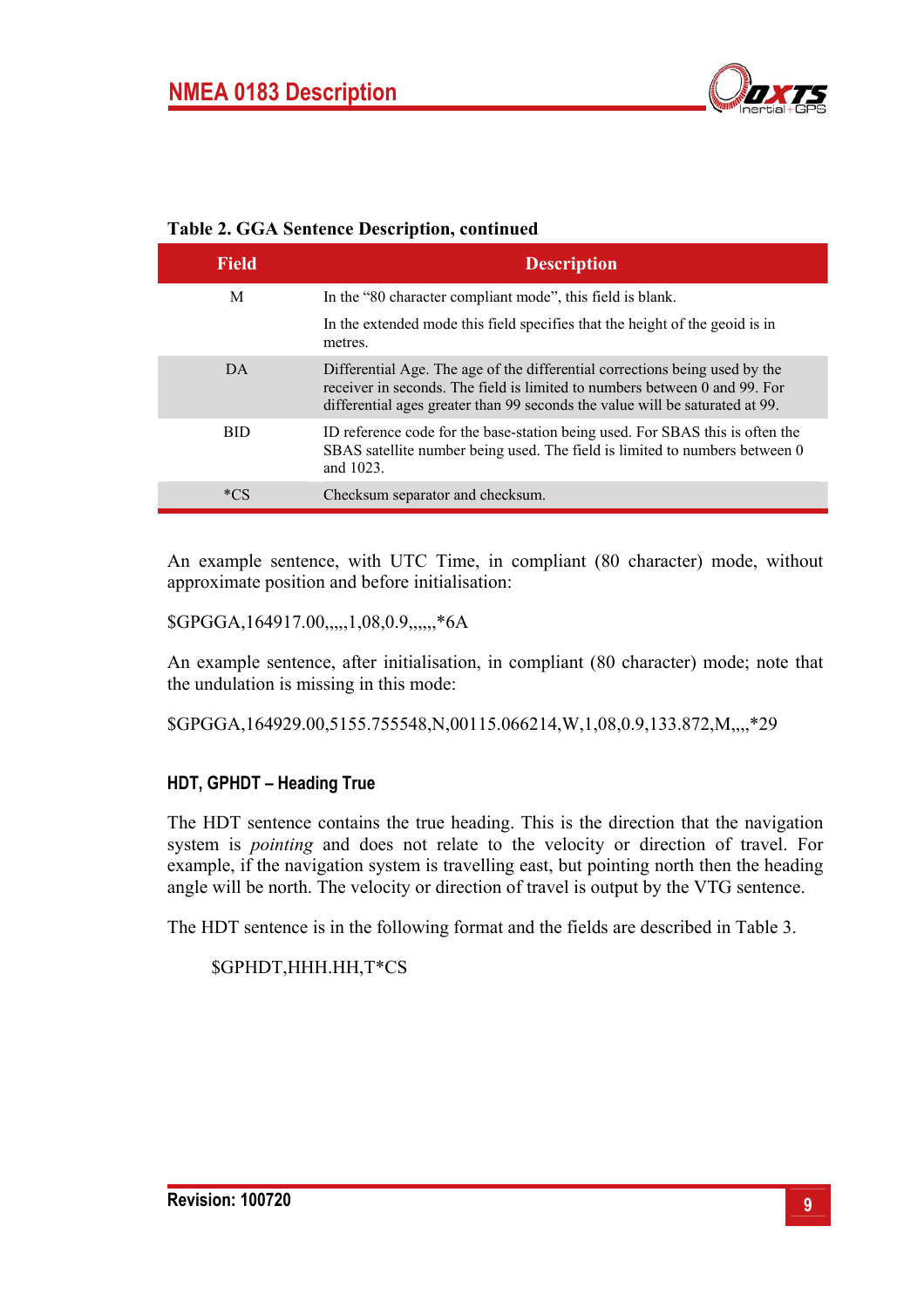**Table 2. GGA Sentence Description, continued**

| Field | Description |
|---|---|
| M | In the "80 character compliant mode", this field is blank.<br><br>In the extended mode this field specifies that the height of the geoid is in metres. |
| DA | Differential Age. The age of the differential corrections being used by the receiver in seconds. The field is limited to numbers between 0 and 99. For differential ages greater than 99 seconds the value will be saturated at 99. |
| BID | ID reference code for the base-station being used. For SBAS this is often the SBAS satellite number being used. The field is limited to numbers between 0 and 1023. |
| *CS | Checksum separator and checksum. |

An example sentence, with UTC Time, in compliant (80 character) mode, without approximate position and before initialisation:

$GPGGA,164917.00,,,,,1,08,0.9,,,,,,*6A

An example sentence, after initialisation, in compliant (80 character) mode; note that the undulation is missing in this mode:

$GPGGA,164929.00,5155.755548,N,00115.066214,W,1,08,0.9,133.872,M,,,,*29

### HDT, GPHDT – Heading True

The HDT sentence contains the true heading. This is the direction that the navigation system is *pointing* and does not relate to the velocity or direction of travel. For example, if the navigation system is travelling east, but pointing north then the heading angle will be north. The velocity or direction of travel is output by the VTG sentence.

The HDT sentence is in the following format and the fields are described in Table 3.

    $GPHDT,HHH.HH,T*CS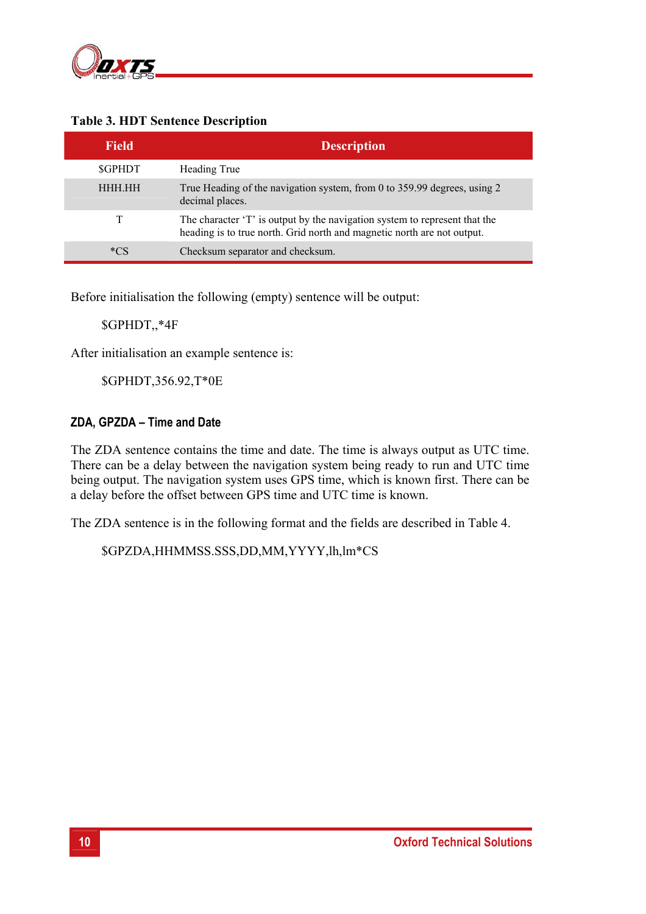**Table 3. HDT Sentence Description**

| Field | Description |
| --- | --- |
| $GPHDT | Heading True |
| HHH.HH | True Heading of the navigation system, from 0 to 359.99 degrees, using 2 decimal places. |
| T | The character 'T' is output by the navigation system to represent that the heading is to true north. Grid north and magnetic north are not output. |
| *CS | Checksum separator and checksum. |

Before initialisation the following (empty) sentence will be output:

    $GPHDT,,*4F

After initialisation an example sentence is:

    $GPHDT,356.92,T*0E

### ZDA, GPZDA – Time and Date

The ZDA sentence contains the time and date. The time is always output as UTC time. There can be a delay between the navigation system being ready to run and UTC time being output. The navigation system uses GPS time, which is known first. There can be a delay before the offset between GPS time and UTC time is known.

The ZDA sentence is in the following format and the fields are described in Table 4.

    $GPZDA,HHMMSS.SSS,DD,MM,YYYY,lh,lm*CS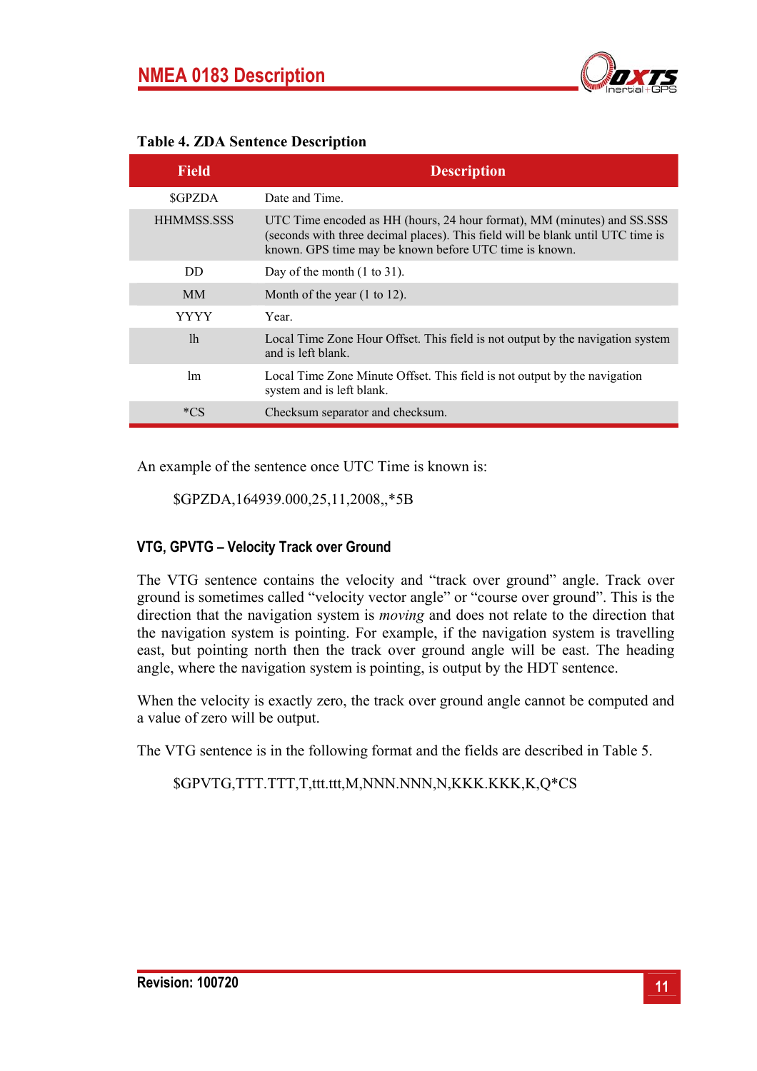**Table 4. ZDA Sentence Description**

| Field | Description |
|---|---|
| $GPZDA | Date and Time. |
| HHMMSS.SSS | UTC Time encoded as HH (hours, 24 hour format), MM (minutes) and SS.SSS (seconds with three decimal places). This field will be blank until UTC time is known. GPS time may be known before UTC time is known. |
| DD | Day of the month (1 to 31). |
| MM | Month of the year (1 to 12). |
| YYYY | Year. |
| lh | Local Time Zone Hour Offset. This field is not output by the navigation system and is left blank. |
| lm | Local Time Zone Minute Offset. This field is not output by the navigation system and is left blank. |
| *CS | Checksum separator and checksum. |

An example of the sentence once UTC Time is known is:

$GPZDA,164939.000,25,11,2008,,*5B

### VTG, GPVTG – Velocity Track over Ground

The VTG sentence contains the velocity and "track over ground" angle. Track over ground is sometimes called "velocity vector angle" or "course over ground". This is the direction that the navigation system is *moving* and does not relate to the direction that the navigation system is pointing. For example, if the navigation system is travelling east, but pointing north then the track over ground angle will be east. The heading angle, where the navigation system is pointing, is output by the HDT sentence.

When the velocity is exactly zero, the track over ground angle cannot be computed and a value of zero will be output.

The VTG sentence is in the following format and the fields are described in Table 5.

$GPVTG,TTT.TTT,T,ttt.ttt,M,NNN.NNN,N,KKK.KKK,K,Q*CS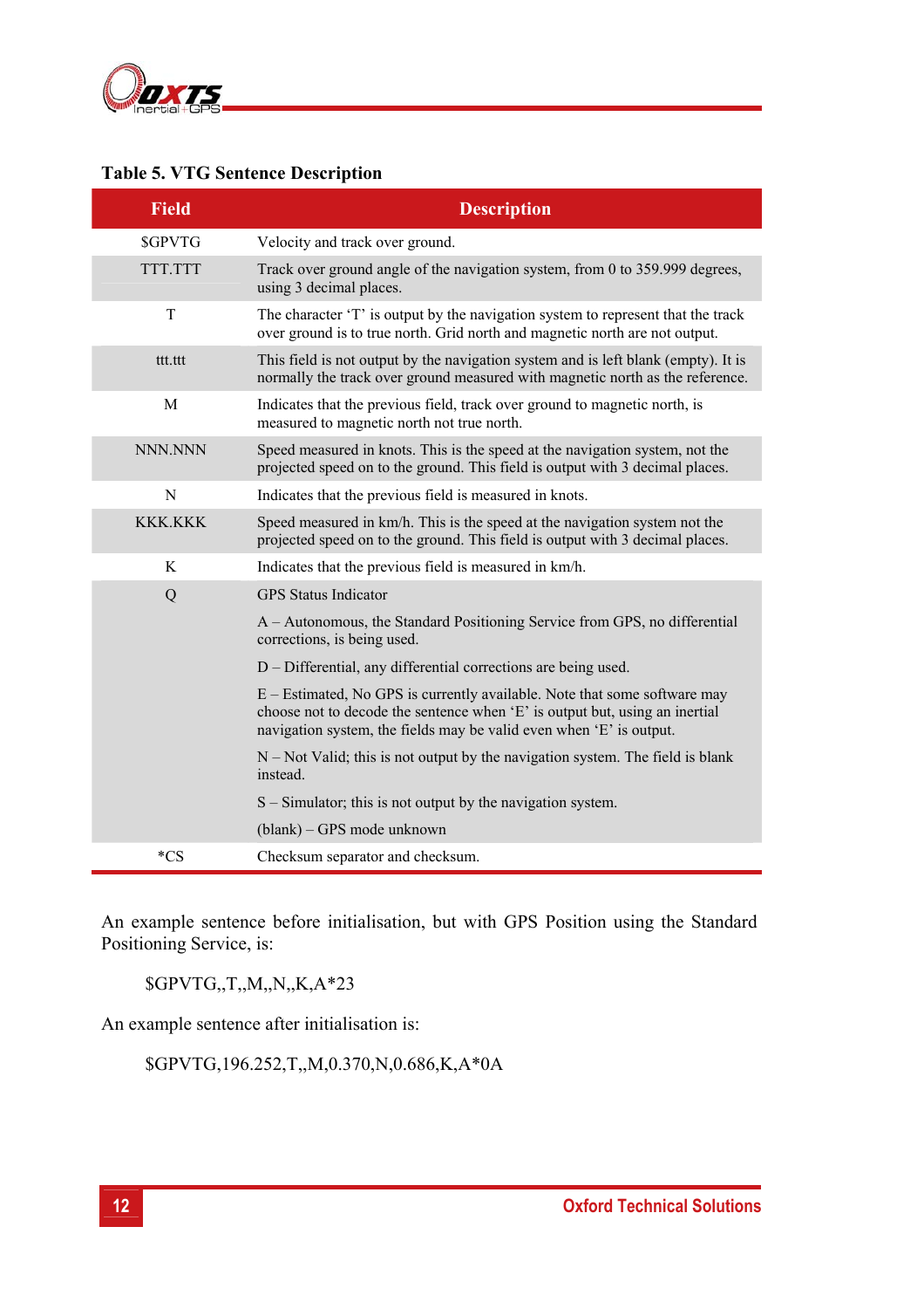**Table 5. VTG Sentence Description**

| Field | Description |
|---|---|
| $GPVTG | Velocity and track over ground. |
| TTT.TTT | Track over ground angle of the navigation system, from 0 to 359.999 degrees, using 3 decimal places. |
| T | The character ‘T’ is output by the navigation system to represent that the track over ground is to true north. Grid north and magnetic north are not output. |
| ttt.ttt | This field is not output by the navigation system and is left blank (empty). It is normally the track over ground measured with magnetic north as the reference. |
| M | Indicates that the previous field, track over ground to magnetic north, is measured to magnetic north not true north. |
| NNN.NNN | Speed measured in knots. This is the speed at the navigation system, not the projected speed on to the ground. This field is output with 3 decimal places. |
| N | Indicates that the previous field is measured in knots. |
| KKK.KKK | Speed measured in km/h. This is the speed at the navigation system not the projected speed on to the ground. This field is output with 3 decimal places. |
| K | Indicates that the previous field is measured in km/h. |
| Q | GPS Status Indicator<br><br>A – Autonomous, the Standard Positioning Service from GPS, no differential corrections, is being used.<br><br>D – Differential, any differential corrections are being used.<br><br>E – Estimated, No GPS is currently available. Note that some software may choose not to decode the sentence when ‘E’ is output but, using an inertial navigation system, the fields may be valid even when ‘E’ is output.<br><br>N – Not Valid; this is not output by the navigation system. The field is blank instead.<br><br>S – Simulator; this is not output by the navigation system.<br><br>(blank) – GPS mode unknown |
| *CS | Checksum separator and checksum. |

An example sentence before initialisation, but with GPS Position using the Standard Positioning Service, is:

$GPVTG,,T,,M,,N,,K,A*23

An example sentence after initialisation is:

$GPVTG,196.252,T,,M,0.370,N,0.686,K,A*0A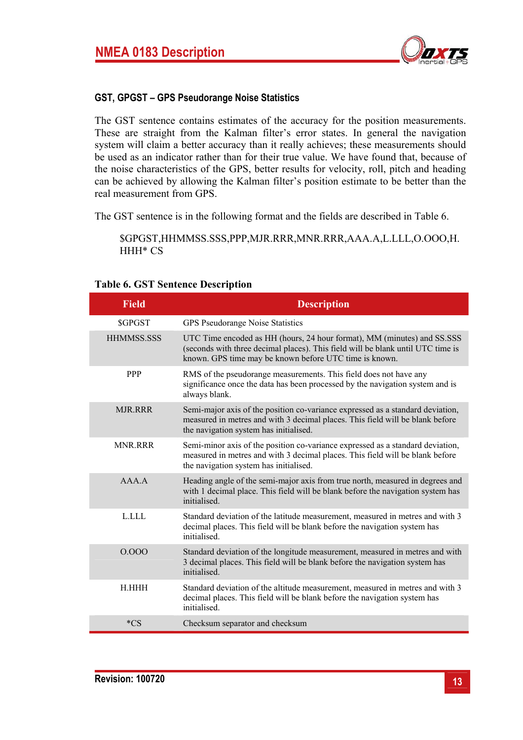### GST, GPGST – GPS Pseudorange Noise Statistics

The GST sentence contains estimates of the accuracy for the position measurements. These are straight from the Kalman filter's error states. In general the navigation system will claim a better accuracy than it really achieves; these measurements should be used as an indicator rather than for their true value. We have found that, because of the noise characteristics of the GPS, better results for velocity, roll, pitch and heading can be achieved by allowing the Kalman filter's position estimate to be better than the real measurement from GPS.

The GST sentence is in the following format and the fields are described in Table 6.

```
$GPGST,HHMMSS.SSS,PPP,MJR.RRR,MNR.RRR,AAA.A,L.LLL,O.OOO,H.HHH* CS
```

**Table 6. GST Sentence Description**

| Field | Description |
|---|---|
| $GPGST | GPS Pseudorange Noise Statistics |
| HHMMSS.SSS | UTC Time encoded as HH (hours, 24 hour format), MM (minutes) and SS.SSS (seconds with three decimal places). This field will be blank until UTC time is known. GPS time may be known before UTC time is known. |
| PPP | RMS of the pseudorange measurements. This field does not have any significance once the data has been processed by the navigation system and is always blank. |
| MJR.RRR | Semi-major axis of the position co-variance expressed as a standard deviation, measured in metres and with 3 decimal places. This field will be blank before the navigation system has initialised. |
| MNR.RRR | Semi-minor axis of the position co-variance expressed as a standard deviation, measured in metres and with 3 decimal places. This field will be blank before the navigation system has initialised. |
| AAA.A | Heading angle of the semi-major axis from true north, measured in degrees and with 1 decimal place. This field will be blank before the navigation system has initialised. |
| L.LLL | Standard deviation of the latitude measurement, measured in metres and with 3 decimal places. This field will be blank before the navigation system has initialised. |
| O.OOO | Standard deviation of the longitude measurement, measured in metres and with 3 decimal places. This field will be blank before the navigation system has initialised. |
| H.HHH | Standard deviation of the altitude measurement, measured in metres and with 3 decimal places. This field will be blank before the navigation system has initialised. |
| *CS | Checksum separator and checksum |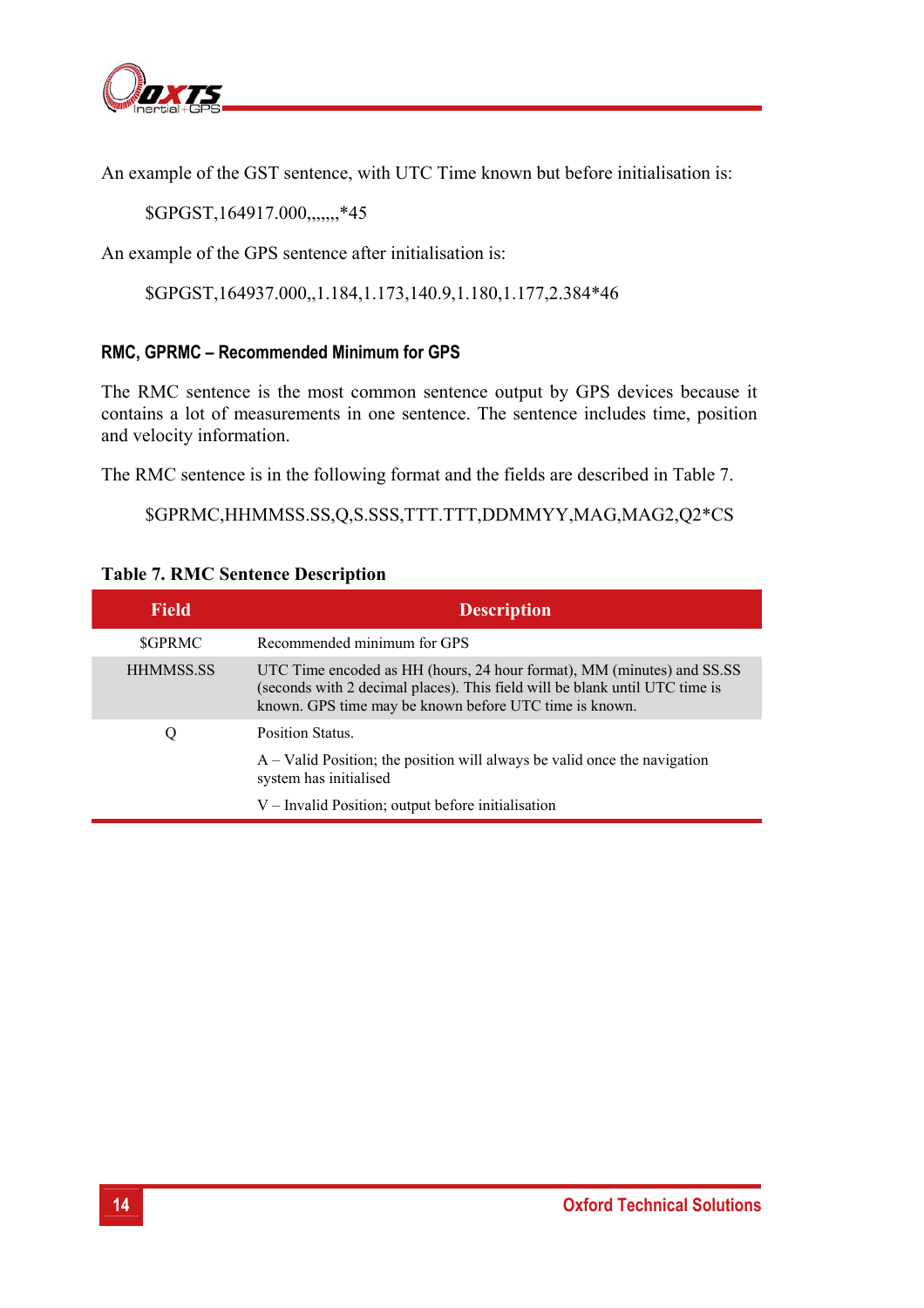An example of the GST sentence, with UTC Time known but before initialisation is:

$GPGST,164917.000,,,,,,,*45

An example of the GPS sentence after initialisation is:

$GPGST,164937.000,,1.184,1.173,140.9,1.180,1.177,2.384*46

### RMC, GPRMC – Recommended Minimum for GPS

The RMC sentence is the most common sentence output by GPS devices because it contains a lot of measurements in one sentence. The sentence includes time, position and velocity information.

The RMC sentence is in the following format and the fields are described in Table 7.

$GPRMC,HHMMSS.SS,Q,S.SSS,TTT.TTT,DDMMYY,MAG,MAG2,Q2*CS

**Table 7. RMC Sentence Description**

| Field | Description |
|---|---|
| $GPRMC | Recommended minimum for GPS |
| HHMMSS.SS | UTC Time encoded as HH (hours, 24 hour format), MM (minutes) and SS.SS (seconds with 2 decimal places). This field will be blank until UTC time is known. GPS time may be known before UTC time is known. |
| Q | Position Status.<br><br>A – Valid Position; the position will always be valid once the navigation system has initialised<br><br>V – Invalid Position; output before initialisation |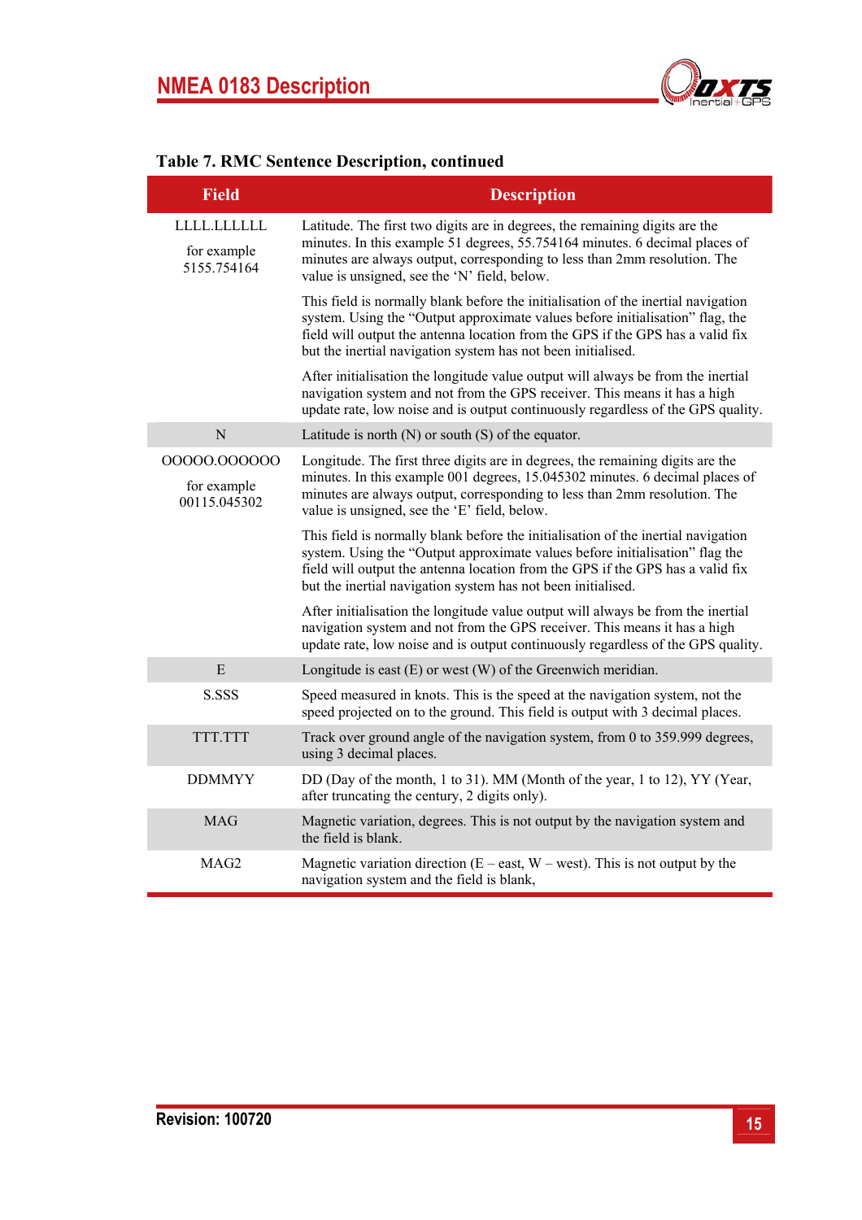**Table 7. RMC Sentence Description, continued**

| Field | Description |
|---|---|
| LLLL.LLLLLL<br><br>for example 5155.754164 | Latitude. The first two digits are in degrees, the remaining digits are the minutes. In this example 51 degrees, 55.754164 minutes. 6 decimal places of minutes are always output, corresponding to less than 2mm resolution. The value is unsigned, see the 'N' field, below.<br><br>This field is normally blank before the initialisation of the inertial navigation system. Using the "Output approximate values before initialisation" flag, the field will output the antenna location from the GPS if the GPS has a valid fix but the inertial navigation system has not been initialised.<br><br>After initialisation the longitude value output will always be from the inertial navigation system and not from the GPS receiver. This means it has a high update rate, low noise and is output continuously regardless of the GPS quality. |
| N | Latitude is north (N) or south (S) of the equator. |
| OOOOO.OOOOOO<br><br>for example 00115.045302 | Longitude. The first three digits are in degrees, the remaining digits are the minutes. In this example 001 degrees, 15.045302 minutes. 6 decimal places of minutes are always output, corresponding to less than 2mm resolution. The value is unsigned, see the 'E' field, below.<br><br>This field is normally blank before the initialisation of the inertial navigation system. Using the "Output approximate values before initialisation" flag the field will output the antenna location from the GPS if the GPS has a valid fix but the inertial navigation system has not been initialised.<br><br>After initialisation the longitude value output will always be from the inertial navigation system and not from the GPS receiver. This means it has a high update rate, low noise and is output continuously regardless of the GPS quality. |
| E | Longitude is east (E) or west (W) of the Greenwich meridian. |
| S.SSS | Speed measured in knots. This is the speed at the navigation system, not the speed projected on to the ground. This field is output with 3 decimal places. |
| TTT.TTT | Track over ground angle of the navigation system, from 0 to 359.999 degrees, using 3 decimal places. |
| DDMMYY | DD (Day of the month, 1 to 31). MM (Month of the year, 1 to 12), YY (Year, after truncating the century, 2 digits only). |
| MAG | Magnetic variation, degrees. This is not output by the navigation system and the field is blank. |
| MAG2 | Magnetic variation direction (E – east, W – west). This is not output by the navigation system and the field is blank, |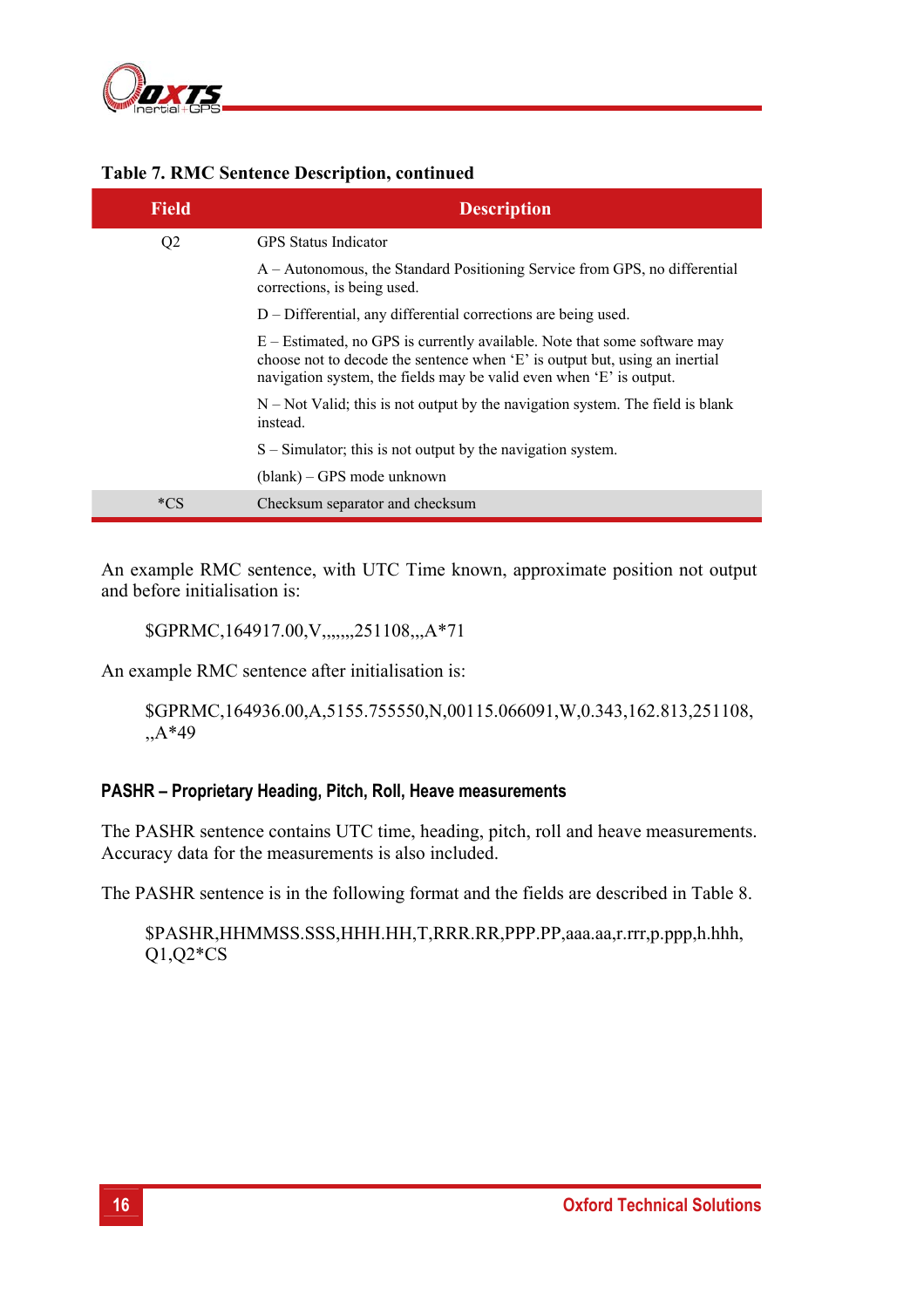**Table 7. RMC Sentence Description, continued**

| Field | Description |
|---|---|
| Q2 | GPS Status Indicator<br><br>A – Autonomous, the Standard Positioning Service from GPS, no differential corrections, is being used.<br><br>D – Differential, any differential corrections are being used.<br><br>E – Estimated, no GPS is currently available. Note that some software may choose not to decode the sentence when 'E' is output but, using an inertial navigation system, the fields may be valid even when 'E' is output.<br><br>N – Not Valid; this is not output by the navigation system. The field is blank instead.<br><br>S – Simulator; this is not output by the navigation system.<br><br>(blank) – GPS mode unknown |
| *CS | Checksum separator and checksum |

An example RMC sentence, with UTC Time known, approximate position not output and before initialisation is:

```
$GPRMC,164917.00,V,,,,,,,251108,,,A*71
```

An example RMC sentence after initialisation is:

```
$GPRMC,164936.00,A,5155.755550,N,00115.066091,W,0.343,162.813,251108,,,A*49
```

### PASHR – Proprietary Heading, Pitch, Roll, Heave measurements

The PASHR sentence contains UTC time, heading, pitch, roll and heave measurements. Accuracy data for the measurements is also included.

The PASHR sentence is in the following format and the fields are described in Table 8.

```
$PASHR,HHMMSS.SSS,HHH.HH,T,RRR.RR,PPP.PP,aaa.aa,r.rrr,p.ppp,h.hhh,Q1,Q2*CS
```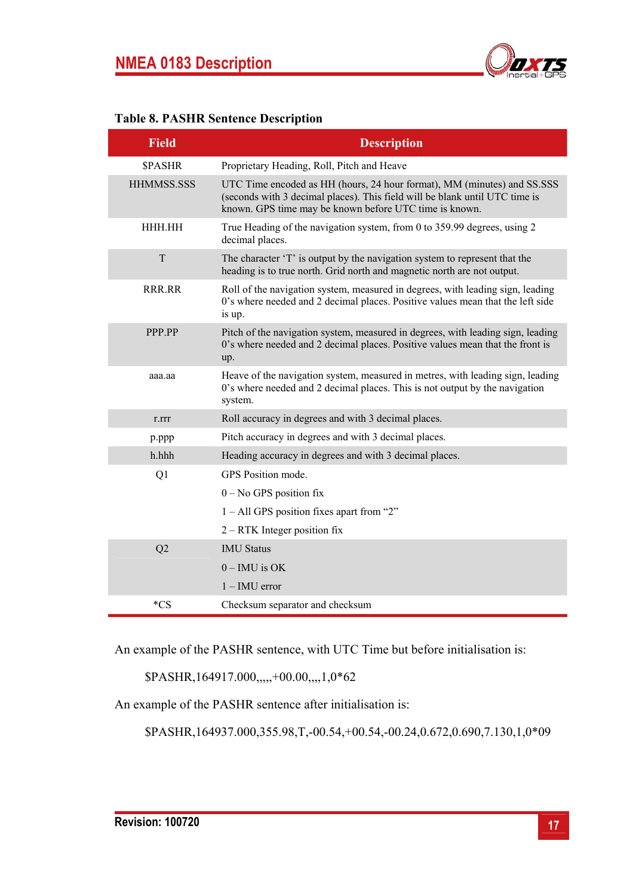**Table 8. PASHR Sentence Description**

| Field | Description |
|---|---|
| $PASHR | Proprietary Heading, Roll, Pitch and Heave |
| HHMMSS.SSS | UTC Time encoded as HH (hours, 24 hour format), MM (minutes) and SS.SSS (seconds with 3 decimal places). This field will be blank until UTC time is known. GPS time may be known before UTC time is known. |
| HHH.HH | True Heading of the navigation system, from 0 to 359.99 degrees, using 2 decimal places. |
| T | The character 'T' is output by the navigation system to represent that the heading is to true north. Grid north and magnetic north are not output. |
| RRR.RR | Roll of the navigation system, measured in degrees, with leading sign, leading 0's where needed and 2 decimal places. Positive values mean that the left side is up. |
| PPP.PP | Pitch of the navigation system, measured in degrees, with leading sign, leading 0's where needed and 2 decimal places. Positive values mean that the front is up. |
| aaa.aa | Heave of the navigation system, measured in metres, with leading sign, leading 0's where needed and 2 decimal places. This is not output by the navigation system. |
| r.rrr | Roll accuracy in degrees and with 3 decimal places. |
| p.ppp | Pitch accuracy in degrees and with 3 decimal places. |
| h.hhh | Heading accuracy in degrees and with 3 decimal places. |
| Q1 | GPS Position mode.<br>0 – No GPS position fix<br>1 – All GPS position fixes apart from "2"<br>2 – RTK Integer position fix |
| Q2 | IMU Status<br>0 – IMU is OK<br>1 – IMU error |
| *CS | Checksum separator and checksum |

An example of the PASHR sentence, with UTC Time but before initialisation is:

$PASHR,164917.000,,,,,+00.00,,,,1,0*62

An example of the PASHR sentence after initialisation is:

$PASHR,164937.000,355.98,T,-00.54,+00.54,-00.24,0.672,0.690,7.130,1,0*09

Revision: 100720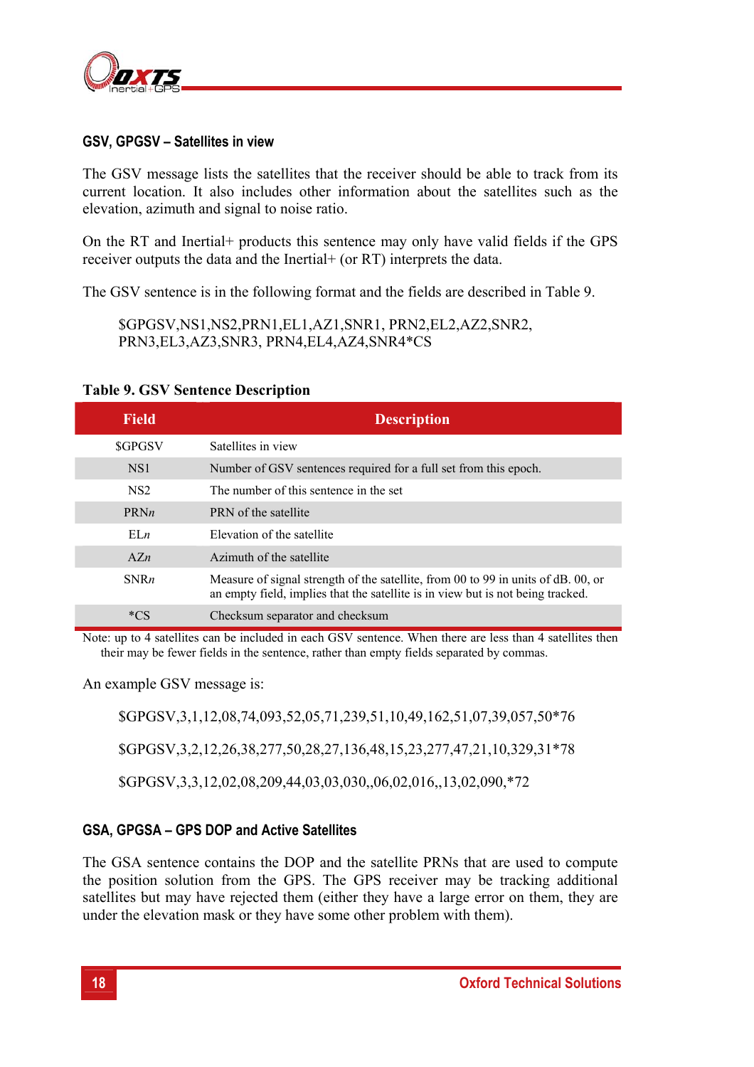### GSV, GPGSV – Satellites in view

The GSV message lists the satellites that the receiver should be able to track from its current location. It also includes other information about the satellites such as the elevation, azimuth and signal to noise ratio.

On the RT and Inertial+ products this sentence may only have valid fields if the GPS receiver outputs the data and the Inertial+ (or RT) interprets the data.

The GSV sentence is in the following format and the fields are described in Table 9.

```
$GPGSV,NS1,NS2,PRN1,EL1,AZ1,SNR1, PRN2,EL2,AZ2,SNR2,
PRN3,EL3,AZ3,SNR3, PRN4,EL4,AZ4,SNR4*CS
```

**Table 9. GSV Sentence Description**

| Field | Description |
|---|---|
| $GPGSV | Satellites in view |
| NS1 | Number of GSV sentences required for a full set from this epoch. |
| NS2 | The number of this sentence in the set |
| PRN*n* | PRN of the satellite |
| EL*n* | Elevation of the satellite |
| AZ*n* | Azimuth of the satellite |
| SNR*n* | Measure of signal strength of the satellite, from 00 to 99 in units of dB. 00, or an empty field, implies that the satellite is in view but is not being tracked. |
| *CS | Checksum separator and checksum |

Note: up to 4 satellites can be included in each GSV sentence. When there are less than 4 satellites then their may be fewer fields in the sentence, rather than empty fields separated by commas.

An example GSV message is:

```
$GPGSV,3,1,12,08,74,093,52,05,71,239,51,10,49,162,51,07,39,057,50*76

$GPGSV,3,2,12,26,38,277,50,28,27,136,48,15,23,277,47,21,10,329,31*78

$GPGSV,3,3,12,02,08,209,44,03,03,030,,06,02,016,,13,02,090,*72
```

### GSA, GPGSA – GPS DOP and Active Satellites

The GSA sentence contains the DOP and the satellite PRNs that are used to compute the position solution from the GPS. The GPS receiver may be tracking additional satellites but may have rejected them (either they have a large error on them, they are under the elevation mask or they have some other problem with them).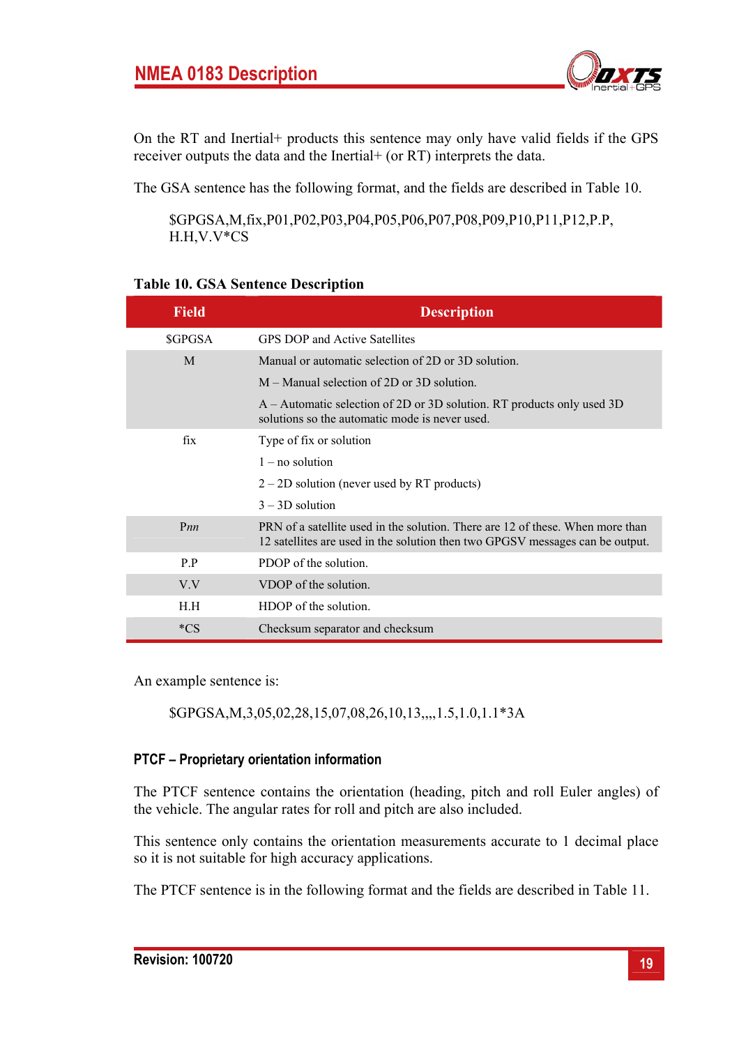On the RT and Inertial+ products this sentence may only have valid fields if the GPS receiver outputs the data and the Inertial+ (or RT) interprets the data.

The GSA sentence has the following format, and the fields are described in Table 10.

$GPGSA,M,fix,P01,P02,P03,P04,P05,P06,P07,P08,P09,P10,P11,P12,P.P,H.H,V.V*CS

**Table 10. GSA Sentence Description**

| Field | Description |
|---|---|
| $GPGSA | GPS DOP and Active Satellites |
| M | Manual or automatic selection of 2D or 3D solution.<br>M – Manual selection of 2D or 3D solution.<br>A – Automatic selection of 2D or 3D solution. RT products only used 3D solutions so the automatic mode is never used. |
| fix | Type of fix or solution<br>1 – no solution<br>2 – 2D solution (never used by RT products)<br>3 – 3D solution |
| P*nn* | PRN of a satellite used in the solution. There are 12 of these. When more than 12 satellites are used in the solution then two GPGSV messages can be output. |
| P.P | PDOP of the solution. |
| V.V | VDOP of the solution. |
| H.H | HDOP of the solution. |
| *CS | Checksum separator and checksum |

An example sentence is:

$GPGSA,M,3,05,02,28,15,07,08,26,10,13,,,,1.5,1.0,1.1*3A

### PTCF – Proprietary orientation information

The PTCF sentence contains the orientation (heading, pitch and roll Euler angles) of the vehicle. The angular rates for roll and pitch are also included.

This sentence only contains the orientation measurements accurate to 1 decimal place so it is not suitable for high accuracy applications.

The PTCF sentence is in the following format and the fields are described in Table 11.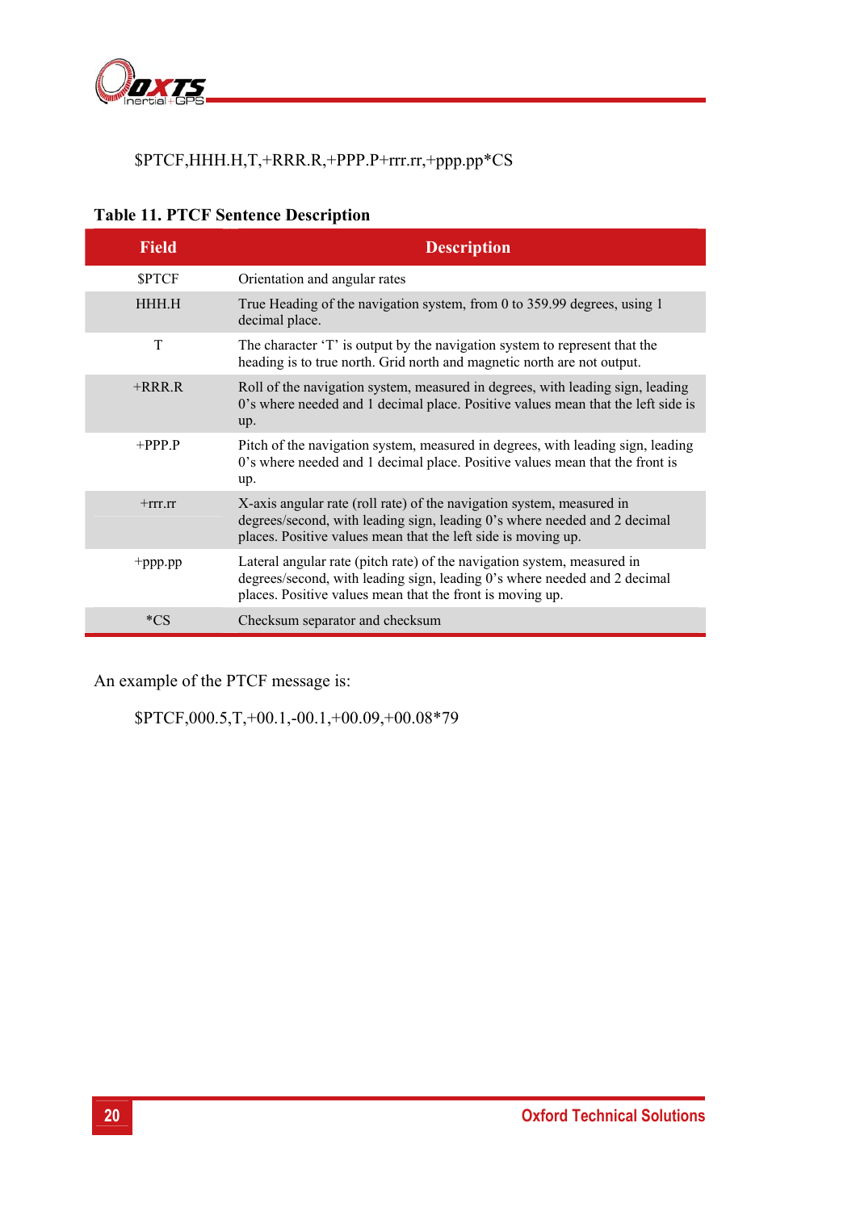$PTCF,HHH.H,T,+RRR.R,+PPP.P+rrr.rr,+ppp.pp*CS

**Table 11. PTCF Sentence Description**

| Field | Description |
|---|---|
| $PTCF | Orientation and angular rates |
| HHH.H | True Heading of the navigation system, from 0 to 359.99 degrees, using 1 decimal place. |
| T | The character 'T' is output by the navigation system to represent that the heading is to true north. Grid north and magnetic north are not output. |
| +RRR.R | Roll of the navigation system, measured in degrees, with leading sign, leading 0's where needed and 1 decimal place. Positive values mean that the left side is up. |
| +PPP.P | Pitch of the navigation system, measured in degrees, with leading sign, leading 0's where needed and 1 decimal place. Positive values mean that the front is up. |
| +rrr.rr | X-axis angular rate (roll rate) of the navigation system, measured in degrees/second, with leading sign, leading 0's where needed and 2 decimal places. Positive values mean that the left side is moving up. |
| +ppp.pp | Lateral angular rate (pitch rate) of the navigation system, measured in degrees/second, with leading sign, leading 0's where needed and 2 decimal places. Positive values mean that the front is moving up. |
| *CS | Checksum separator and checksum |

An example of the PTCF message is:

$PTCF,000.5,T,+00.1,-00.1,+00.09,+00.08*79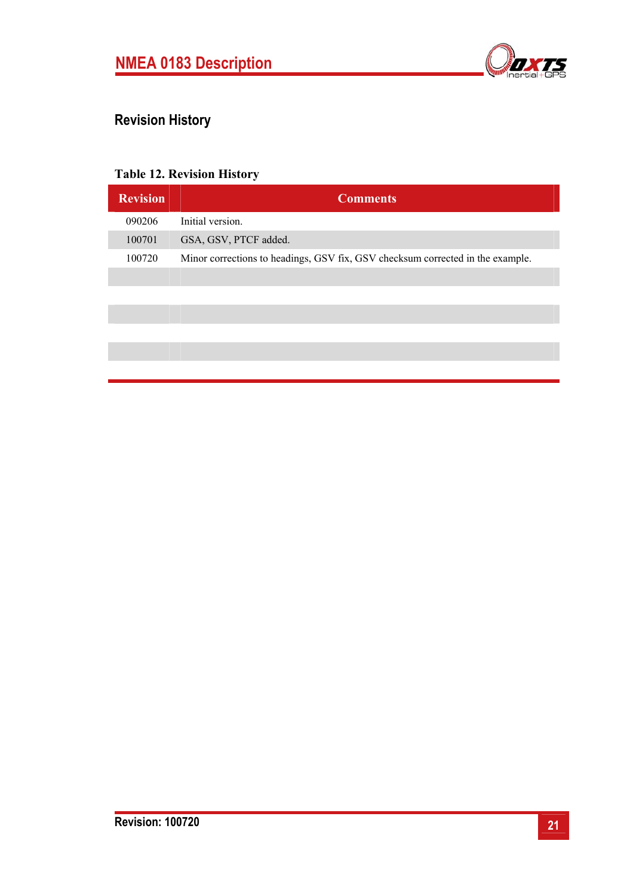## Revision History

**Table 12. Revision History**

| Revision | Comments |
|---|---|
| 090206 | Initial version. |
| 100701 | GSA, GSV, PTCF added. |
| 100720 | Minor corrections to headings, GSV fix, GSV checksum corrected in the example. |